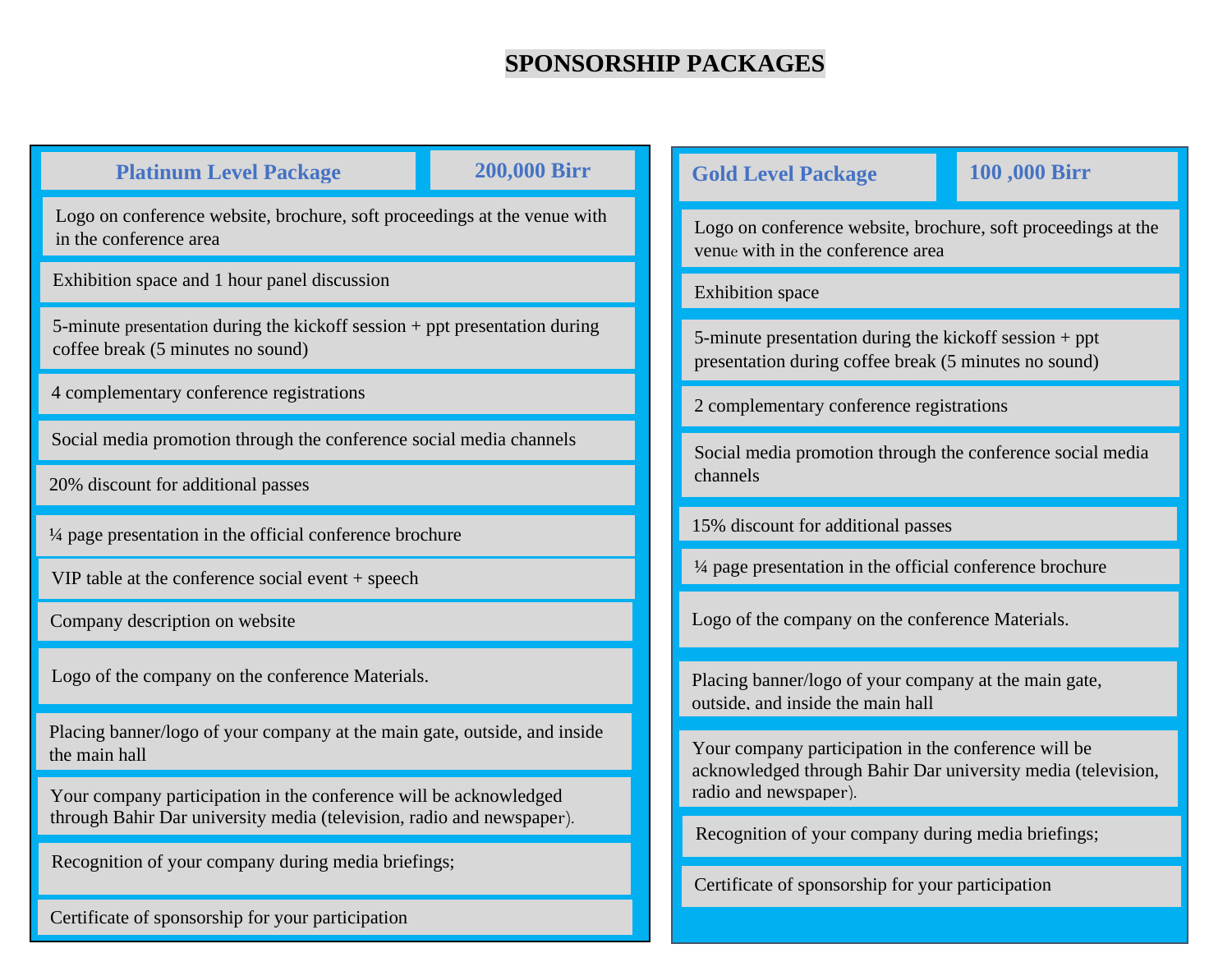# SPONSORSHIP PACKAGES

## Platinum Level Package — 200,000 Birr

- Logo on conference website, brochure, soft proceedings at the venue with in the conference area
- Exhibition space and 1 hour panel discussion
- 5-minute presentation during the kickoff session + ppt presentation during coffee break (5 minutes no sound)
- 4 complementary conference registrations
- Social media promotion through the conference social media channels
- 20% discount for additional passes
- ¼ page presentation in the official conference brochure
- VIP table at the conference social event + speech
- Company description on website
- Logo of the company on the conference Materials.
- Placing banner/logo of your company at the main gate, outside, and inside the main hall
- Your company participation in the conference will be acknowledged through Bahir Dar university media (television, radio and newspaper).
- Recognition of your company during media briefings;
- Certificate of sponsorship for your participation

## Gold Level Package — 100 ,000 Birr

- Logo on conference website, brochure, soft proceedings at the venue with in the conference area
- Exhibition space
- 5-minute presentation during the kickoff session + ppt presentation during coffee break (5 minutes no sound)
- 2 complementary conference registrations
- Social media promotion through the conference social media channels
- 15% discount for additional passes
- ¼ page presentation in the official conference brochure
- Logo of the company on the conference Materials.
- Placing banner/logo of your company at the main gate, outside, and inside the main hall
- Your company participation in the conference will be acknowledged through Bahir Dar university media (television, radio and newspaper).
- Recognition of your company during media briefings;
- Certificate of sponsorship for your participation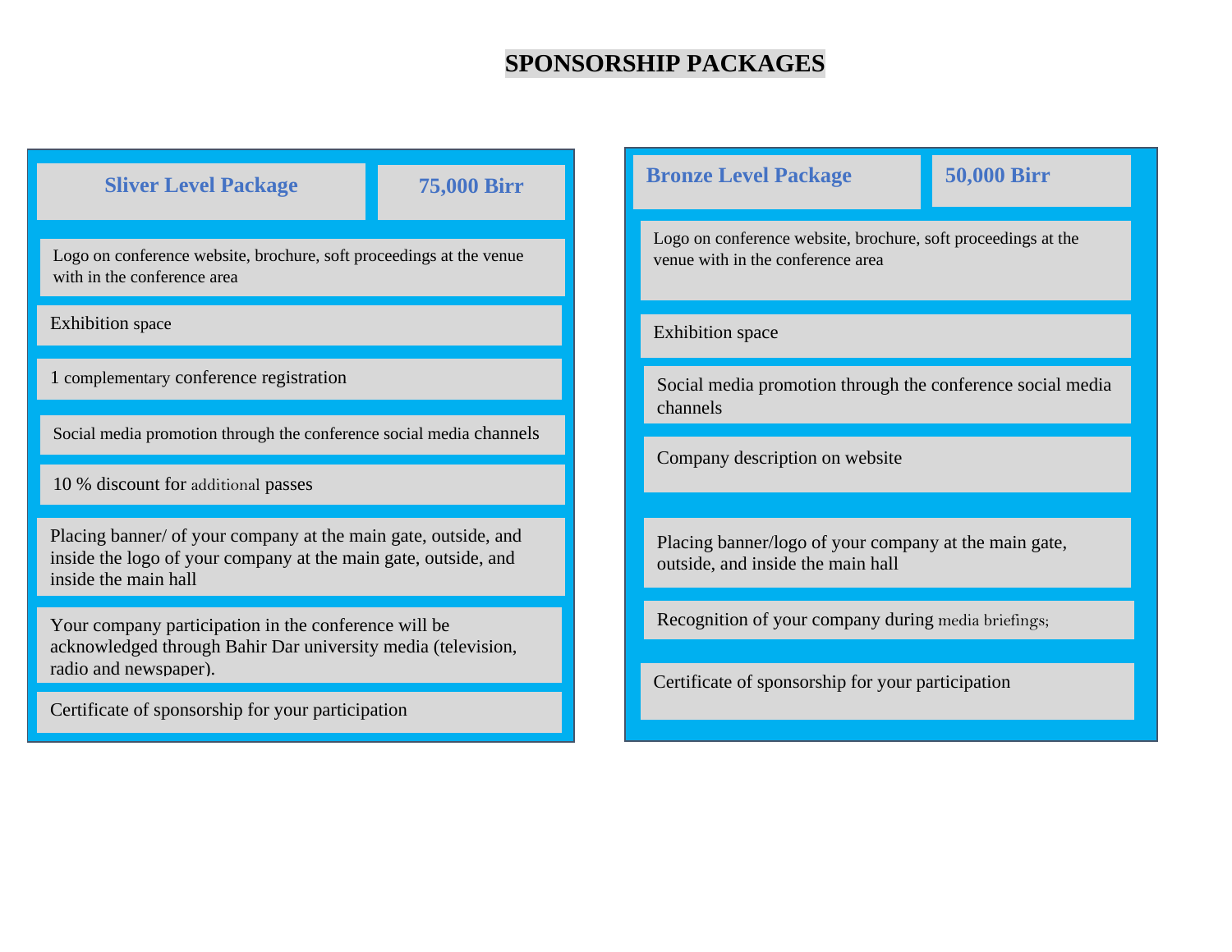# SPONSORSHIP PACKAGES

## Sliver Level Package — 75,000 Birr

- Logo on conference website, brochure, soft proceedings at the venue with in the conference area
- Exhibition space
- 1 complementary conference registration
- Social media promotion through the conference social media channels
- 10 % discount for additional passes
- Placing banner/ of your company at the main gate, outside, and inside the logo of your company at the main gate, outside, and inside the main hall
- Your company participation in the conference will be acknowledged through Bahir Dar university media (television, radio and newspaper).
- Certificate of sponsorship for your participation

## Bronze Level Package — 50,000 Birr

- Logo on conference website, brochure, soft proceedings at the venue with in the conference area
- Exhibition space
- Social media promotion through the conference social media channels
- Company description on website
- Placing banner/logo of your company at the main gate, outside, and inside the main hall
- Recognition of your company during media briefings;
- Certificate of sponsorship for your participation